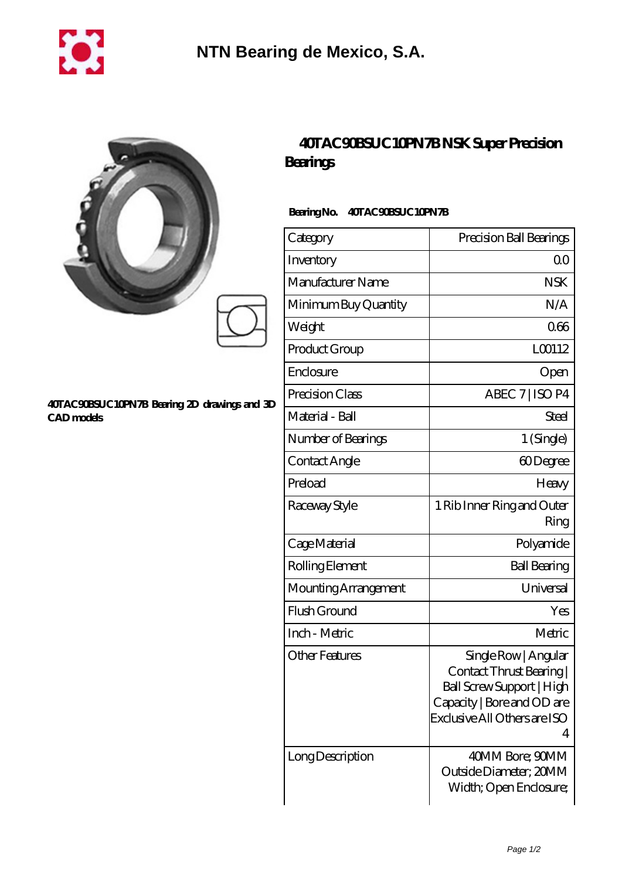# NTN Bearing de Mexico, S.A.

## 40TAC90BSUC10PN7B NSK Super Precision Bearings

40TAC90BSUC10PN7B Bearing 2D drawings and 3D CAD models

**Bearing No. 40TAC90BSUC10PN7B**

| Category | Precision Ball Bearings |
| --- | --- |
| Inventory | 0.0 |
| Manufacturer Name | NSK |
| Minimum Buy Quantity | N/A |
| Weight | 0.66 |
| Product Group | L00112 |
| Enclosure | Open |
| Precision Class | ABEC 7 \| ISO P4 |
| Material - Ball | Steel |
| Number of Bearings | 1 (Single) |
| Contact Angle | 60 Degree |
| Preload | Heavy |
| Raceway Style | 1 Rib Inner Ring and Outer Ring |
| Cage Material | Polyamide |
| Rolling Element | Ball Bearing |
| Mounting Arrangement | Universal |
| Flush Ground | Yes |
| Inch - Metric | Metric |
| Other Features | Single Row \| Angular Contact Thrust Bearing \| Ball Screw Support \| High Capacity \| Bore and OD are Exclusive All Others are ISO 4 |
| Long Description | 40MM Bore; 90MM Outside Diameter; 20MM Width; Open Enclosure; |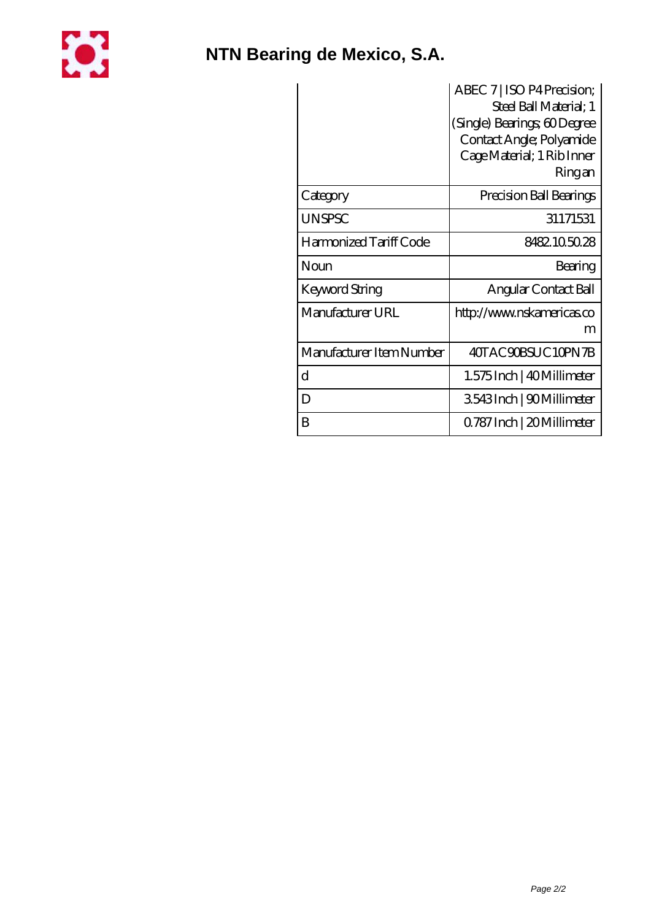| | |
|---|---|
| | ABEC 7 \| ISO P4 Precision; Steel Ball Material; 1 (Single) Bearings; 60 Degree Contact Angle; Polyamide Cage Material; 1 Rib Inner Ring an |
| Category | Precision Ball Bearings |
| UNSPSC | 31171531 |
| Harmonized Tariff Code | 8482.10.50.28 |
| Noun | Bearing |
| Keyword String | Angular Contact Ball |
| Manufacturer URL | http://www.nskamericas.com |
| Manufacturer Item Number | 40TAC90BSUC10PN7B |
| d | 1.575 Inch \| 40 Millimeter |
| D | 3.543 Inch \| 90 Millimeter |
| B | 0.787 Inch \| 20 Millimeter |